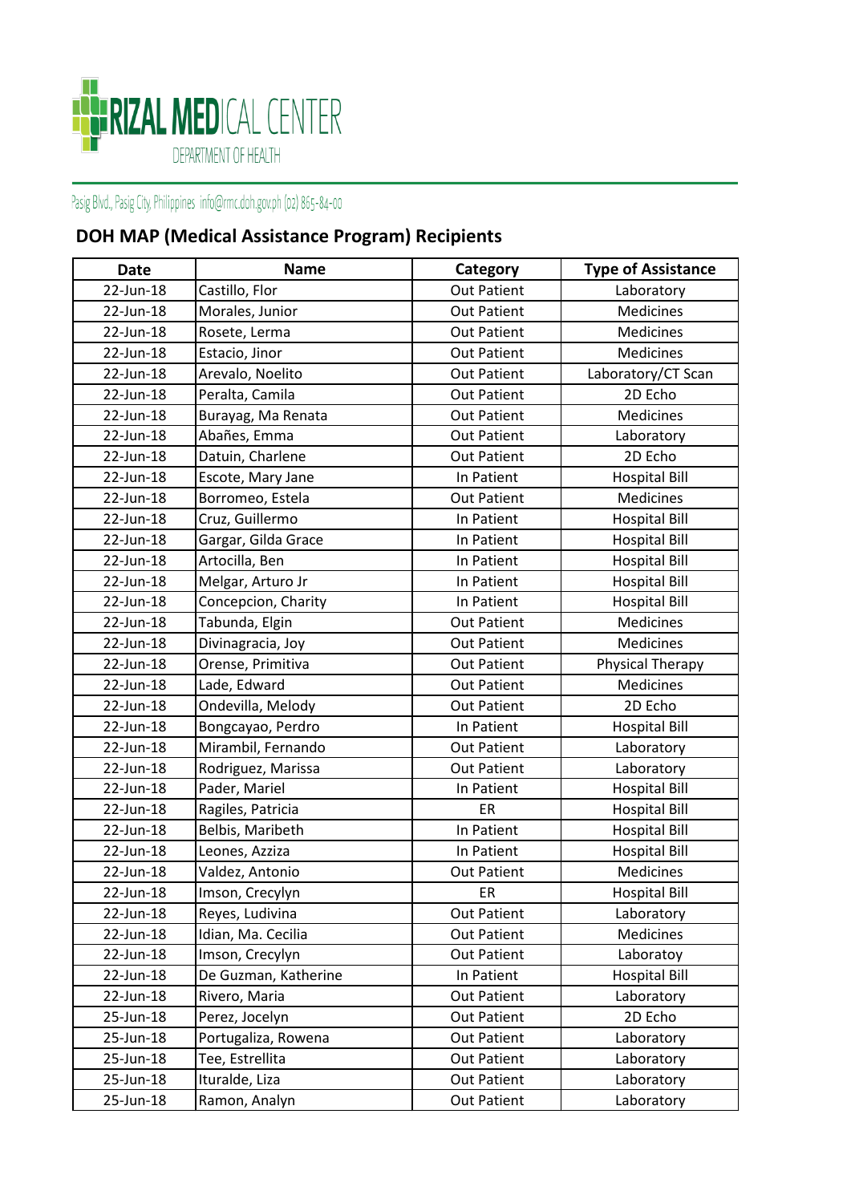RIZAL MEDICAL CENTER
DEPARTMENT OF HEALTH

Pasig Blvd., Pasig City, Philippines info@rmc.doh.gov.ph (02) 865-84-00

## DOH MAP (Medical Assistance Program) Recipients

| Date | Name | Category | Type of Assistance |
|---|---|---|---|
| 22-Jun-18 | Castillo, Flor | Out Patient | Laboratory |
| 22-Jun-18 | Morales, Junior | Out Patient | Medicines |
| 22-Jun-18 | Rosete, Lerma | Out Patient | Medicines |
| 22-Jun-18 | Estacio, Jinor | Out Patient | Medicines |
| 22-Jun-18 | Arevalo, Noelito | Out Patient | Laboratory/CT Scan |
| 22-Jun-18 | Peralta, Camila | Out Patient | 2D Echo |
| 22-Jun-18 | Burayag, Ma Renata | Out Patient | Medicines |
| 22-Jun-18 | Abañes, Emma | Out Patient | Laboratory |
| 22-Jun-18 | Datuin, Charlene | Out Patient | 2D Echo |
| 22-Jun-18 | Escote, Mary Jane | In Patient | Hospital Bill |
| 22-Jun-18 | Borromeo, Estela | Out Patient | Medicines |
| 22-Jun-18 | Cruz, Guillermo | In Patient | Hospital Bill |
| 22-Jun-18 | Gargar, Gilda Grace | In Patient | Hospital Bill |
| 22-Jun-18 | Artocilla, Ben | In Patient | Hospital Bill |
| 22-Jun-18 | Melgar, Arturo Jr | In Patient | Hospital Bill |
| 22-Jun-18 | Concepcion, Charity | In Patient | Hospital Bill |
| 22-Jun-18 | Tabunda, Elgin | Out Patient | Medicines |
| 22-Jun-18 | Divinagracia, Joy | Out Patient | Medicines |
| 22-Jun-18 | Orense, Primitiva | Out Patient | Physical Therapy |
| 22-Jun-18 | Lade, Edward | Out Patient | Medicines |
| 22-Jun-18 | Ondevilla, Melody | Out Patient | 2D Echo |
| 22-Jun-18 | Bongcayao, Perdro | In Patient | Hospital Bill |
| 22-Jun-18 | Mirambil, Fernando | Out Patient | Laboratory |
| 22-Jun-18 | Rodriguez, Marissa | Out Patient | Laboratory |
| 22-Jun-18 | Pader, Mariel | In Patient | Hospital Bill |
| 22-Jun-18 | Ragiles, Patricia | ER | Hospital Bill |
| 22-Jun-18 | Belbis, Maribeth | In Patient | Hospital Bill |
| 22-Jun-18 | Leones, Azziza | In Patient | Hospital Bill |
| 22-Jun-18 | Valdez, Antonio | Out Patient | Medicines |
| 22-Jun-18 | Imson, Crecylyn | ER | Hospital Bill |
| 22-Jun-18 | Reyes, Ludivina | Out Patient | Laboratory |
| 22-Jun-18 | Idian, Ma. Cecilia | Out Patient | Medicines |
| 22-Jun-18 | Imson, Crecylyn | Out Patient | Laboratoy |
| 22-Jun-18 | De Guzman, Katherine | In Patient | Hospital Bill |
| 22-Jun-18 | Rivero, Maria | Out Patient | Laboratory |
| 25-Jun-18 | Perez, Jocelyn | Out Patient | 2D Echo |
| 25-Jun-18 | Portugaliza, Rowena | Out Patient | Laboratory |
| 25-Jun-18 | Tee, Estrellita | Out Patient | Laboratory |
| 25-Jun-18 | Ituralde, Liza | Out Patient | Laboratory |
| 25-Jun-18 | Ramon, Analyn | Out Patient | Laboratory |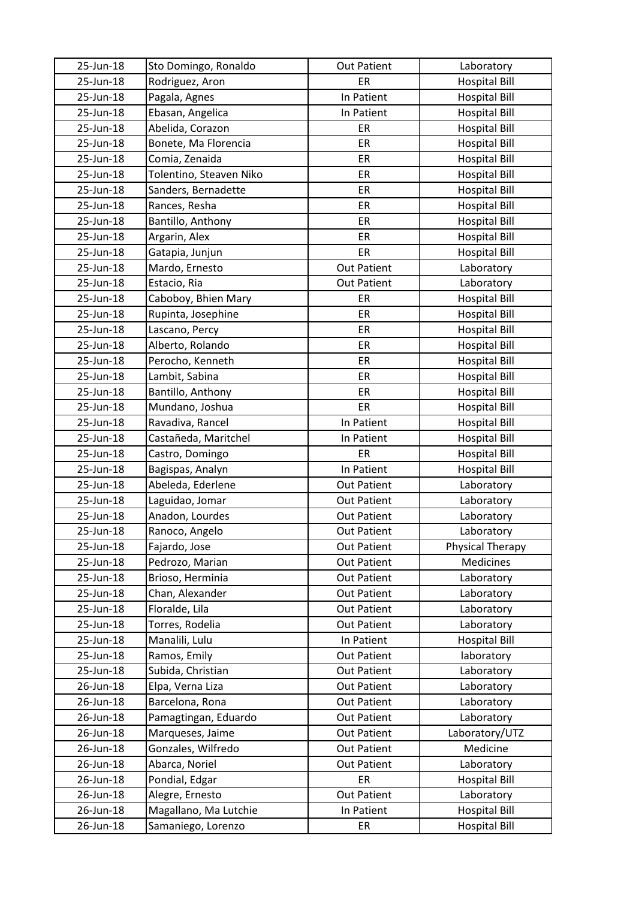| | | | |
|---|---|---|---|
| 25-Jun-18 | Sto Domingo, Ronaldo | Out Patient | Laboratory |
| 25-Jun-18 | Rodriguez, Aron | ER | Hospital Bill |
| 25-Jun-18 | Pagala, Agnes | In Patient | Hospital Bill |
| 25-Jun-18 | Ebasan, Angelica | In Patient | Hospital Bill |
| 25-Jun-18 | Abelida, Corazon | ER | Hospital Bill |
| 25-Jun-18 | Bonete, Ma Florencia | ER | Hospital Bill |
| 25-Jun-18 | Comia, Zenaida | ER | Hospital Bill |
| 25-Jun-18 | Tolentino, Steaven Niko | ER | Hospital Bill |
| 25-Jun-18 | Sanders, Bernadette | ER | Hospital Bill |
| 25-Jun-18 | Rances, Resha | ER | Hospital Bill |
| 25-Jun-18 | Bantillo, Anthony | ER | Hospital Bill |
| 25-Jun-18 | Argarin, Alex | ER | Hospital Bill |
| 25-Jun-18 | Gatapia, Junjun | ER | Hospital Bill |
| 25-Jun-18 | Mardo, Ernesto | Out Patient | Laboratory |
| 25-Jun-18 | Estacio, Ria | Out Patient | Laboratory |
| 25-Jun-18 | Caboboy, Bhien Mary | ER | Hospital Bill |
| 25-Jun-18 | Rupinta, Josephine | ER | Hospital Bill |
| 25-Jun-18 | Lascano, Percy | ER | Hospital Bill |
| 25-Jun-18 | Alberto, Rolando | ER | Hospital Bill |
| 25-Jun-18 | Perocho, Kenneth | ER | Hospital Bill |
| 25-Jun-18 | Lambit, Sabina | ER | Hospital Bill |
| 25-Jun-18 | Bantillo, Anthony | ER | Hospital Bill |
| 25-Jun-18 | Mundano, Joshua | ER | Hospital Bill |
| 25-Jun-18 | Ravadiva, Rancel | In Patient | Hospital Bill |
| 25-Jun-18 | Castañeda, Maritchel | In Patient | Hospital Bill |
| 25-Jun-18 | Castro, Domingo | ER | Hospital Bill |
| 25-Jun-18 | Bagispas, Analyn | In Patient | Hospital Bill |
| 25-Jun-18 | Abeleda, Ederlene | Out Patient | Laboratory |
| 25-Jun-18 | Laguidao, Jomar | Out Patient | Laboratory |
| 25-Jun-18 | Anadon, Lourdes | Out Patient | Laboratory |
| 25-Jun-18 | Ranoco, Angelo | Out Patient | Laboratory |
| 25-Jun-18 | Fajardo, Jose | Out Patient | Physical Therapy |
| 25-Jun-18 | Pedrozo, Marian | Out Patient | Medicines |
| 25-Jun-18 | Brioso, Herminia | Out Patient | Laboratory |
| 25-Jun-18 | Chan, Alexander | Out Patient | Laboratory |
| 25-Jun-18 | Floralde, Lila | Out Patient | Laboratory |
| 25-Jun-18 | Torres, Rodelia | Out Patient | Laboratory |
| 25-Jun-18 | Manalili, Lulu | In Patient | Hospital Bill |
| 25-Jun-18 | Ramos, Emily | Out Patient | laboratory |
| 25-Jun-18 | Subida, Christian | Out Patient | Laboratory |
| 26-Jun-18 | Elpa, Verna Liza | Out Patient | Laboratory |
| 26-Jun-18 | Barcelona, Rona | Out Patient | Laboratory |
| 26-Jun-18 | Pamagtingan, Eduardo | Out Patient | Laboratory |
| 26-Jun-18 | Marqueses, Jaime | Out Patient | Laboratory/UTZ |
| 26-Jun-18 | Gonzales, Wilfredo | Out Patient | Medicine |
| 26-Jun-18 | Abarca, Noriel | Out Patient | Laboratory |
| 26-Jun-18 | Pondial, Edgar | ER | Hospital Bill |
| 26-Jun-18 | Alegre, Ernesto | Out Patient | Laboratory |
| 26-Jun-18 | Magallano, Ma Lutchie | In Patient | Hospital Bill |
| 26-Jun-18 | Samaniego, Lorenzo | ER | Hospital Bill |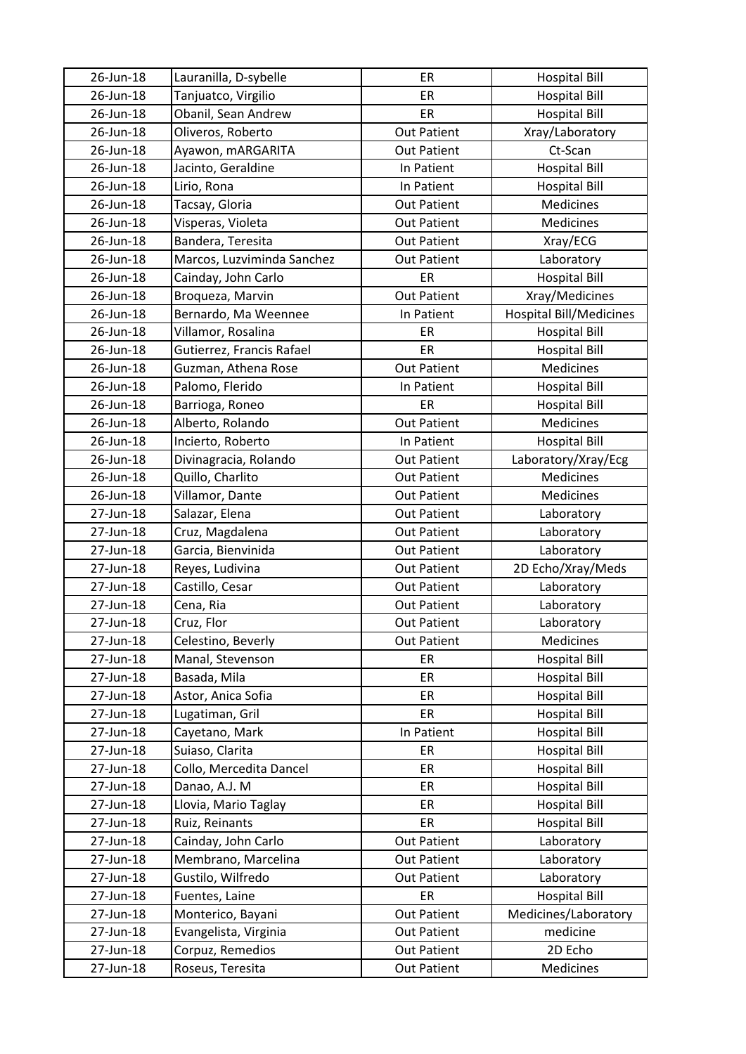| | | | |
|---|---|---|---|
| 26-Jun-18 | Lauranilla, D-sybelle | ER | Hospital Bill |
| 26-Jun-18 | Tanjuatco, Virgilio | ER | Hospital Bill |
| 26-Jun-18 | Obanil, Sean Andrew | ER | Hospital Bill |
| 26-Jun-18 | Oliveros, Roberto | Out Patient | Xray/Laboratory |
| 26-Jun-18 | Ayawon, mARGARITA | Out Patient | Ct-Scan |
| 26-Jun-18 | Jacinto, Geraldine | In Patient | Hospital Bill |
| 26-Jun-18 | Lirio, Rona | In Patient | Hospital Bill |
| 26-Jun-18 | Tacsay, Gloria | Out Patient | Medicines |
| 26-Jun-18 | Visperas, Violeta | Out Patient | Medicines |
| 26-Jun-18 | Bandera, Teresita | Out Patient | Xray/ECG |
| 26-Jun-18 | Marcos, Luzviminda Sanchez | Out Patient | Laboratory |
| 26-Jun-18 | Cainday, John Carlo | ER | Hospital Bill |
| 26-Jun-18 | Broqueza, Marvin | Out Patient | Xray/Medicines |
| 26-Jun-18 | Bernardo, Ma Weennee | In Patient | Hospital Bill/Medicines |
| 26-Jun-18 | Villamor, Rosalina | ER | Hospital Bill |
| 26-Jun-18 | Gutierrez, Francis Rafael | ER | Hospital Bill |
| 26-Jun-18 | Guzman, Athena Rose | Out Patient | Medicines |
| 26-Jun-18 | Palomo, Flerido | In Patient | Hospital Bill |
| 26-Jun-18 | Barrioga, Roneo | ER | Hospital Bill |
| 26-Jun-18 | Alberto, Rolando | Out Patient | Medicines |
| 26-Jun-18 | Incierto, Roberto | In Patient | Hospital Bill |
| 26-Jun-18 | Divinagracia, Rolando | Out Patient | Laboratory/Xray/Ecg |
| 26-Jun-18 | Quillo, Charlito | Out Patient | Medicines |
| 26-Jun-18 | Villamor, Dante | Out Patient | Medicines |
| 27-Jun-18 | Salazar, Elena | Out Patient | Laboratory |
| 27-Jun-18 | Cruz, Magdalena | Out Patient | Laboratory |
| 27-Jun-18 | Garcia, Bienvinida | Out Patient | Laboratory |
| 27-Jun-18 | Reyes, Ludivina | Out Patient | 2D Echo/Xray/Meds |
| 27-Jun-18 | Castillo, Cesar | Out Patient | Laboratory |
| 27-Jun-18 | Cena, Ria | Out Patient | Laboratory |
| 27-Jun-18 | Cruz, Flor | Out Patient | Laboratory |
| 27-Jun-18 | Celestino, Beverly | Out Patient | Medicines |
| 27-Jun-18 | Manal, Stevenson | ER | Hospital Bill |
| 27-Jun-18 | Basada, Mila | ER | Hospital Bill |
| 27-Jun-18 | Astor, Anica Sofia | ER | Hospital Bill |
| 27-Jun-18 | Lugatiman, Gril | ER | Hospital Bill |
| 27-Jun-18 | Cayetano, Mark | In Patient | Hospital Bill |
| 27-Jun-18 | Suiaso, Clarita | ER | Hospital Bill |
| 27-Jun-18 | Collo, Mercedita Dancel | ER | Hospital Bill |
| 27-Jun-18 | Danao, A.J. M | ER | Hospital Bill |
| 27-Jun-18 | Llovia, Mario Taglay | ER | Hospital Bill |
| 27-Jun-18 | Ruiz, Reinants | ER | Hospital Bill |
| 27-Jun-18 | Cainday, John Carlo | Out Patient | Laboratory |
| 27-Jun-18 | Membrano, Marcelina | Out Patient | Laboratory |
| 27-Jun-18 | Gustilo, Wilfredo | Out Patient | Laboratory |
| 27-Jun-18 | Fuentes, Laine | ER | Hospital Bill |
| 27-Jun-18 | Monterico, Bayani | Out Patient | Medicines/Laboratory |
| 27-Jun-18 | Evangelista, Virginia | Out Patient | medicine |
| 27-Jun-18 | Corpuz, Remedios | Out Patient | 2D Echo |
| 27-Jun-18 | Roseus, Teresita | Out Patient | Medicines |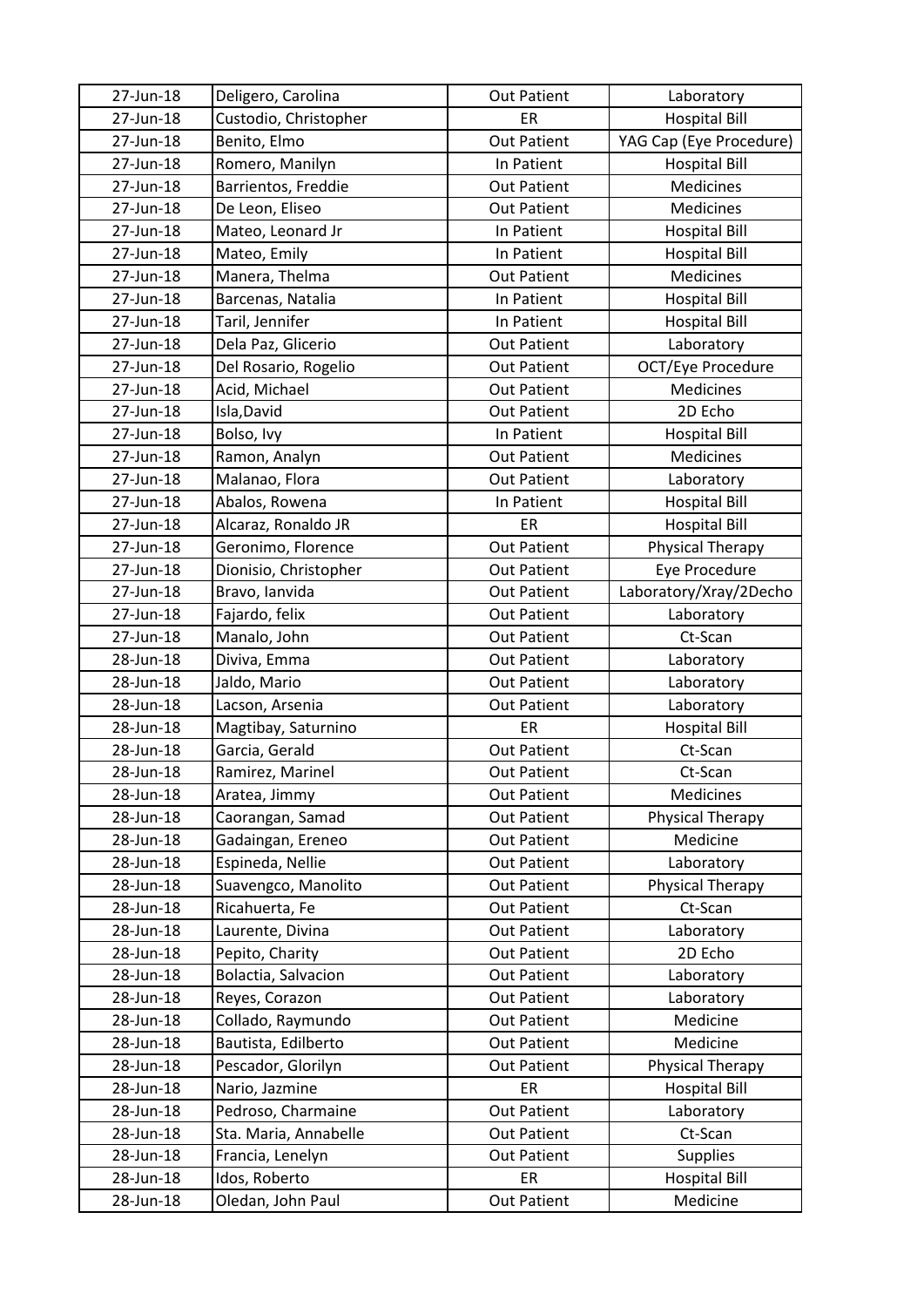| | | | |
|---|---|---|---|
| 27-Jun-18 | Deligero, Carolina | Out Patient | Laboratory |
| 27-Jun-18 | Custodio, Christopher | ER | Hospital Bill |
| 27-Jun-18 | Benito, Elmo | Out Patient | YAG Cap (Eye Procedure) |
| 27-Jun-18 | Romero, Manilyn | In Patient | Hospital Bill |
| 27-Jun-18 | Barrientos, Freddie | Out Patient | Medicines |
| 27-Jun-18 | De Leon, Eliseo | Out Patient | Medicines |
| 27-Jun-18 | Mateo, Leonard Jr | In Patient | Hospital Bill |
| 27-Jun-18 | Mateo, Emily | In Patient | Hospital Bill |
| 27-Jun-18 | Manera, Thelma | Out Patient | Medicines |
| 27-Jun-18 | Barcenas, Natalia | In Patient | Hospital Bill |
| 27-Jun-18 | Taril, Jennifer | In Patient | Hospital Bill |
| 27-Jun-18 | Dela Paz, Glicerio | Out Patient | Laboratory |
| 27-Jun-18 | Del Rosario, Rogelio | Out Patient | OCT/Eye Procedure |
| 27-Jun-18 | Acid, Michael | Out Patient | Medicines |
| 27-Jun-18 | Isla,David | Out Patient | 2D Echo |
| 27-Jun-18 | Bolso, Ivy | In Patient | Hospital Bill |
| 27-Jun-18 | Ramon, Analyn | Out Patient | Medicines |
| 27-Jun-18 | Malanao, Flora | Out Patient | Laboratory |
| 27-Jun-18 | Abalos, Rowena | In Patient | Hospital Bill |
| 27-Jun-18 | Alcaraz, Ronaldo JR | ER | Hospital Bill |
| 27-Jun-18 | Geronimo, Florence | Out Patient | Physical Therapy |
| 27-Jun-18 | Dionisio, Christopher | Out Patient | Eye Procedure |
| 27-Jun-18 | Bravo, Ianvida | Out Patient | Laboratory/Xray/2Decho |
| 27-Jun-18 | Fajardo, felix | Out Patient | Laboratory |
| 27-Jun-18 | Manalo, John | Out Patient | Ct-Scan |
| 28-Jun-18 | Diviva, Emma | Out Patient | Laboratory |
| 28-Jun-18 | Jaldo, Mario | Out Patient | Laboratory |
| 28-Jun-18 | Lacson, Arsenia | Out Patient | Laboratory |
| 28-Jun-18 | Magtibay, Saturnino | ER | Hospital Bill |
| 28-Jun-18 | Garcia, Gerald | Out Patient | Ct-Scan |
| 28-Jun-18 | Ramirez, Marinel | Out Patient | Ct-Scan |
| 28-Jun-18 | Aratea, Jimmy | Out Patient | Medicines |
| 28-Jun-18 | Caorangan, Samad | Out Patient | Physical Therapy |
| 28-Jun-18 | Gadaingan, Ereneo | Out Patient | Medicine |
| 28-Jun-18 | Espineda, Nellie | Out Patient | Laboratory |
| 28-Jun-18 | Suavengco, Manolito | Out Patient | Physical Therapy |
| 28-Jun-18 | Ricahuerta, Fe | Out Patient | Ct-Scan |
| 28-Jun-18 | Laurente, Divina | Out Patient | Laboratory |
| 28-Jun-18 | Pepito, Charity | Out Patient | 2D Echo |
| 28-Jun-18 | Bolactia, Salvacion | Out Patient | Laboratory |
| 28-Jun-18 | Reyes, Corazon | Out Patient | Laboratory |
| 28-Jun-18 | Collado, Raymundo | Out Patient | Medicine |
| 28-Jun-18 | Bautista, Edilberto | Out Patient | Medicine |
| 28-Jun-18 | Pescador, Glorilyn | Out Patient | Physical Therapy |
| 28-Jun-18 | Nario, Jazmine | ER | Hospital Bill |
| 28-Jun-18 | Pedroso, Charmaine | Out Patient | Laboratory |
| 28-Jun-18 | Sta. Maria, Annabelle | Out Patient | Ct-Scan |
| 28-Jun-18 | Francia, Lenelyn | Out Patient | Supplies |
| 28-Jun-18 | Idos, Roberto | ER | Hospital Bill |
| 28-Jun-18 | Oledan, John Paul | Out Patient | Medicine |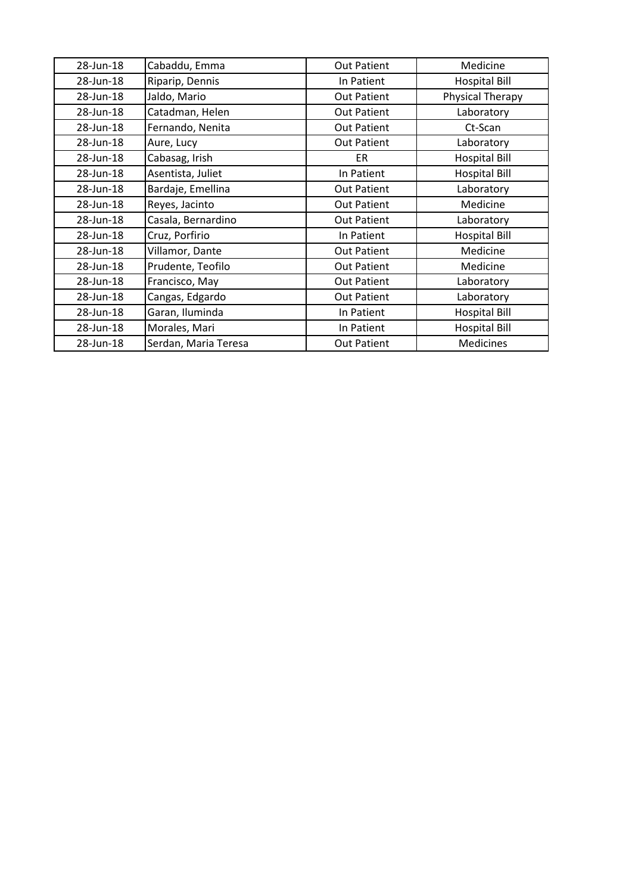| | | | |
|---|---|---|---|
| 28-Jun-18 | Cabaddu, Emma | Out Patient | Medicine |
| 28-Jun-18 | Riparip, Dennis | In Patient | Hospital Bill |
| 28-Jun-18 | Jaldo, Mario | Out Patient | Physical Therapy |
| 28-Jun-18 | Catadman, Helen | Out Patient | Laboratory |
| 28-Jun-18 | Fernando, Nenita | Out Patient | Ct-Scan |
| 28-Jun-18 | Aure, Lucy | Out Patient | Laboratory |
| 28-Jun-18 | Cabasag, Irish | ER | Hospital Bill |
| 28-Jun-18 | Asentista, Juliet | In Patient | Hospital Bill |
| 28-Jun-18 | Bardaje, Emellina | Out Patient | Laboratory |
| 28-Jun-18 | Reyes, Jacinto | Out Patient | Medicine |
| 28-Jun-18 | Casala, Bernardino | Out Patient | Laboratory |
| 28-Jun-18 | Cruz, Porfirio | In Patient | Hospital Bill |
| 28-Jun-18 | Villamor, Dante | Out Patient | Medicine |
| 28-Jun-18 | Prudente, Teofilo | Out Patient | Medicine |
| 28-Jun-18 | Francisco, May | Out Patient | Laboratory |
| 28-Jun-18 | Cangas, Edgardo | Out Patient | Laboratory |
| 28-Jun-18 | Garan, Iluminda | In Patient | Hospital Bill |
| 28-Jun-18 | Morales, Mari | In Patient | Hospital Bill |
| 28-Jun-18 | Serdan, Maria Teresa | Out Patient | Medicines |